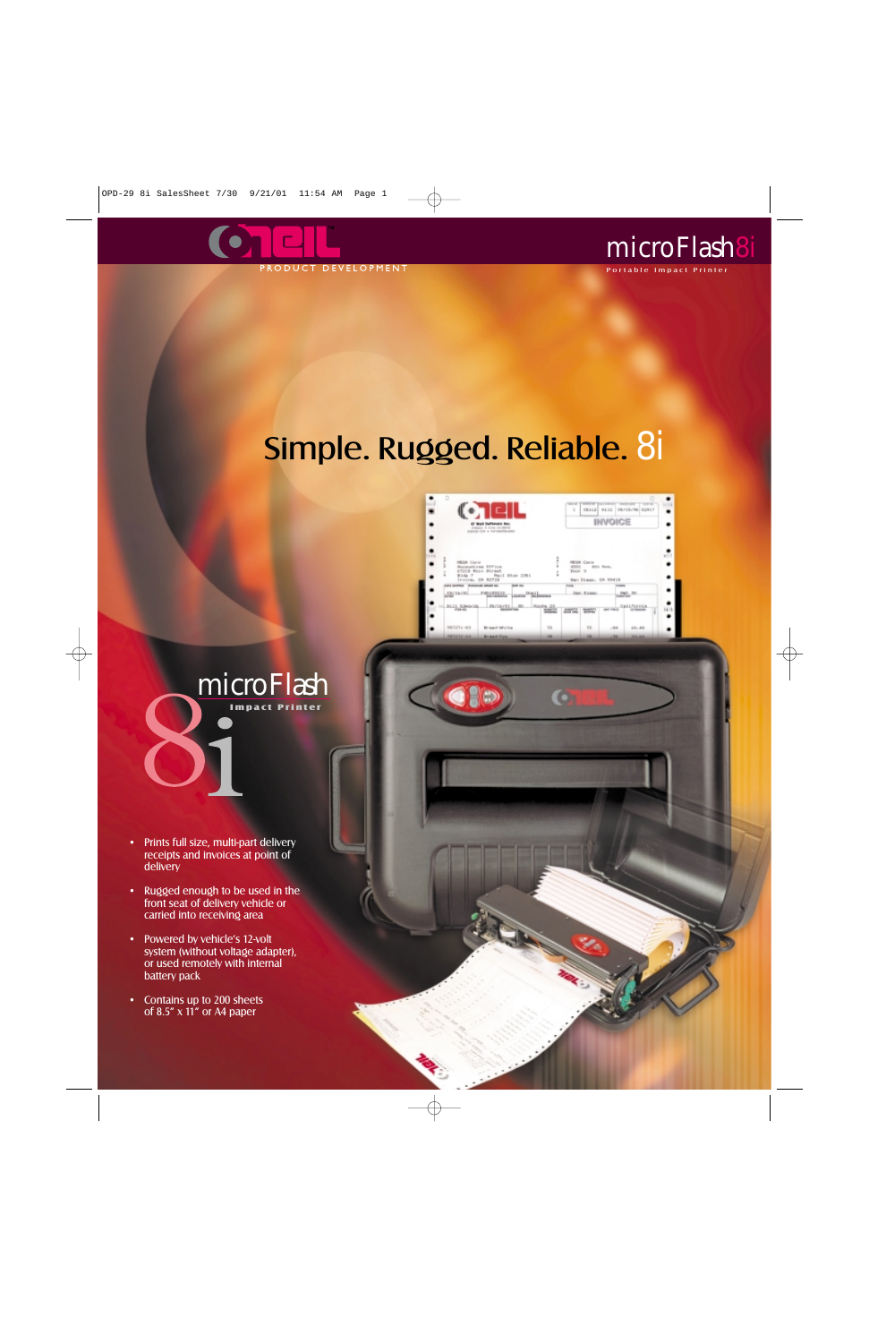O'NEIL

PRODUCT DEVELOPMENT

microFlash8i

Portable Impact Printer

# Simple. Rugged. Reliable. 8i

## microFlash 8i

Impact Printer

- Prints full size, multi-part delivery receipts and invoices at point of delivery
- Rugged enough to be used in the front seat of delivery vehicle or carried into receiving area
- Powered by vehicle's 12-volt system (without voltage adapter), or used remotely with internal battery pack
- Contains up to 200 sheets of 8.5" x 11" or A4 paper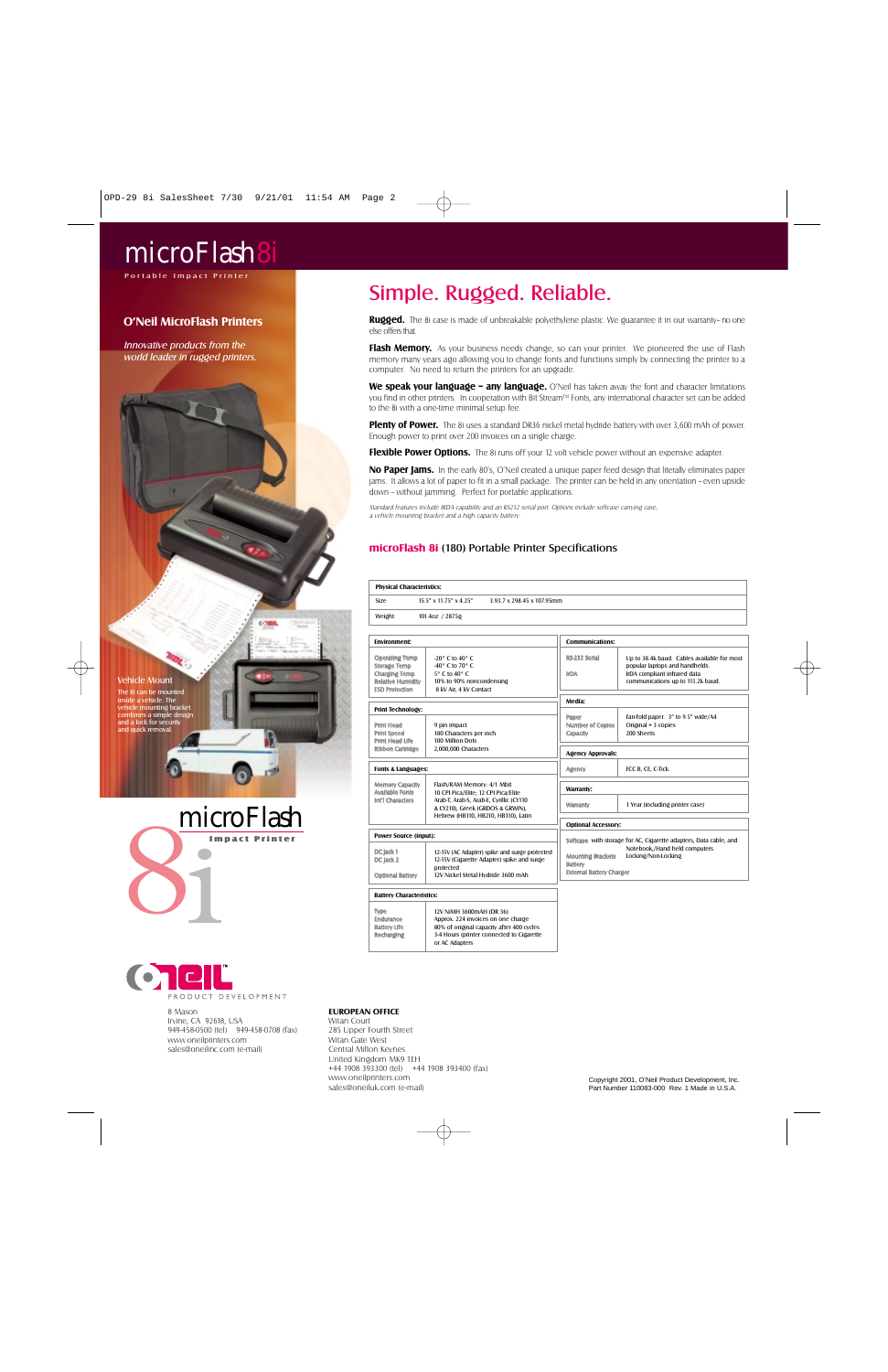# microFlash 8i

Portable Impact Printer

## O'Neil MicroFlash Printers

*Innovative products from the world leader in rugged printers.*

Vehicle Mount

The 8i can be mounted inside a vehicle. The vehicle mounting bracket combines a simple design and a lock for security and quick removal.

microFlash 8i

Impact Printer

# Simple. Rugged. Reliable.

**Rugged.** The 8i case is made of unbreakable polyethylene plastic. We guarantee it in our warranty– no one else offers that.

**Flash Memory.** As your business needs change, so can your printer. We pioneered the use of Flash memory many years ago allowing you to change fonts and functions simply by connecting the printer to a computer. No need to return the printers for an upgrade.

**We speak your language – any language.** O'Neil has taken away the font and character limitations you find in other printers. In cooperation with Bit Stream™ Fonts, any international character set can be added to the 8i with a one-time minimal setup fee.

**Plenty of Power.** The 8i uses a standard DR36 nickel metal hydride battery with over 3,600 mAh of power. Enough power to print over 200 invoices on a single charge.

**Flexible Power Options.** The 8i runs off your 12 volt vehicle power without an expensive adapter.

**No Paper Jams.** In the early 80's, O'Neil created a unique paper feed design that literally eliminates paper jams. It allows a lot of paper to fit in a small package. The printer can be held in any orientation – even upside down – without jamming. Perfect for portable applications.

*Standard features include IRDA capability and an RS232 serial port. Options include softcase carrying case, a vehicle mounting bracket and a high capacity battery.*

## microFlash 8i (180) Portable Printer Specifications

| Physical Characteristics: | | |
|---|---|---|
| Size | 15.5" x 11.75" x 4.25" | 3.93.7 x 298.45 x 107.95mm |
| Weight | 101.4oz / 2875g | |

| Environment: | |
|---|---|
| Operating Temp | -20° C to 40° C |
| Storage Temp | -40° C to 70° C |
| Charging Temp | 5° C to 40° C |
| Relative Humidity | 10% to 90% noncondensing |
| ESD Protection | 8 kV Air, 4 kV Contact |

| Print Technology: | |
|---|---|
| Print Head | 9 pin impact |
| Print Speed | 180 Characters per inch |
| Print Head Life | 100 Million Dots |
| Ribbon Cartridge | 2,000,000 Characters |

| Fonts & Languages: | |
|---|---|
| Memory Capacity | Flash/RAM Memory: 4/1 Mbit |
| Available Fonts | 10 CPI Pica/Elite; 12 CPI Pica/Elite |
| Int'l Characters | Arab-T, Arab-S, Arab-E, Cyrillic (CY110 & CY210), Greek (GRDOS & GRWIN), Hebrew (HB110, HB210, HB310), Latin |

| Power Source (input): | |
|---|---|
| DC Jack 1 | 12-15V (AC Adapter) spike and surge protected |
| DC Jack 2 | 12-15V (Cigarette Adapter) spike and surge protected |
| Optional Battery | 12V Nickel Metal Hydride 3600 mAh |

| Battery Characteristics: | |
|---|---|
| Type | 12V NiMH 3600mAH (DR 36) |
| Endurance | Approx. 224 invoices on one charge |
| Battery Life | 80% of original capacity after 400 cycles |
| Recharging | 3-4 Hours (printer connected to Cigarette or AC Adapters |

| Communications: | |
|---|---|
| RS-232 Serial | Up to 38.4k baud. Cables available for most popular laptops and handhelds. |
| IrDA | IrDA compliant infrared data communications up to 115.2k baud. |

| Media: | |
|---|---|
| Paper | Fan-fold paper. 3" to 9.5" wide/A4 |
| Number of Copies | Original + 3 copies |
| Capacity | 200 Sheets |

| Agency Approvals: | |
|---|---|
| Agency | FCC B, CE, C-Tick |

| Warranty: | |
|---|---|
| Warranty | 1 Year (including printer case) |

| Optional Accessory: | |
|---|---|
| Softcase | with storage for AC, Cigarette adapters, Data cable, and Notebook,/Hand held computers |
| Mounting Brackets | Locking/Non-Locking |
| Battery | |
| External Battery Charger | |

O'NEIL PRODUCT DEVELOPMENT

8 Mason
Irvine, CA 92618, USA
949-458-0500 (tel) 949-458-0708 (fax)
www.oneilprinters.com
sales@oneilinc.com (e-mail)

**EUROPEAN OFFICE**
Witan Court
285 Upper Fourth Street
Witan Gate West
Central Milton Keynes
United Kingdom MK9 1EH
+44 1908 393300 (tel) +44 1908 393400 (fax)
www.oneilprinters.com
sales@oneiluk.com (e-mail)

Copyright 2001, O'Neil Product Development, Inc.
Part Number 110083-000 Rev. 1 Made in U.S.A.